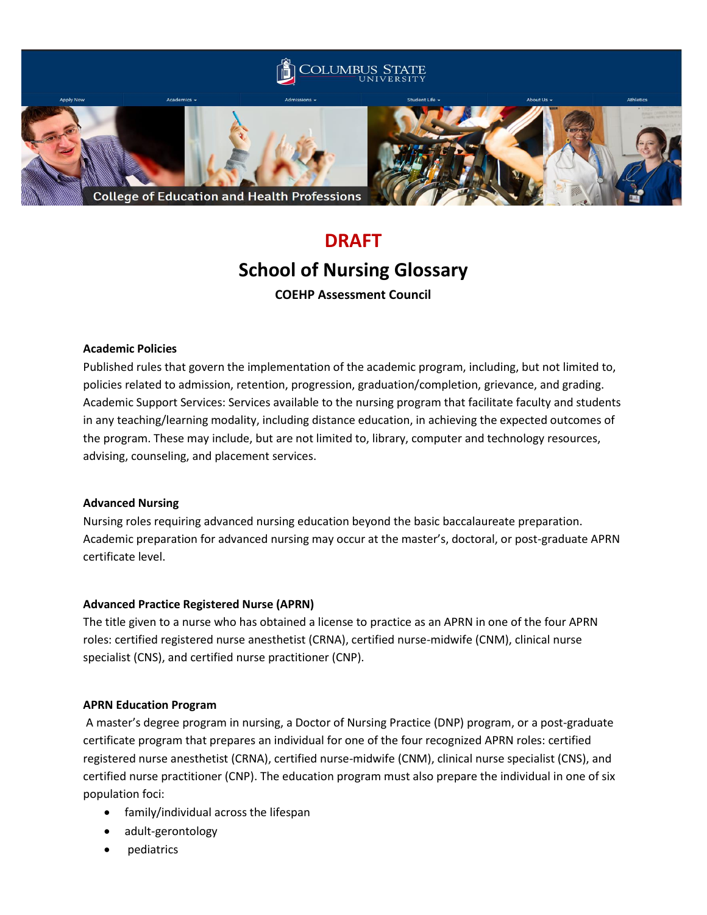**DRAFT**

# School of Nursing Glossary

**COEHP Assessment Council**

**Academic Policies**

Published rules that govern the implementation of the academic program, including, but not limited to, policies related to admission, retention, progression, graduation/completion, grievance, and grading. Academic Support Services: Services available to the nursing program that facilitate faculty and students in any teaching/learning modality, including distance education, in achieving the expected outcomes of the program. These may include, but are not limited to, library, computer and technology resources, advising, counseling, and placement services.

**Advanced Nursing**

Nursing roles requiring advanced nursing education beyond the basic baccalaureate preparation. Academic preparation for advanced nursing may occur at the master's, doctoral, or post-graduate APRN certificate level.

**Advanced Practice Registered Nurse (APRN)**

The title given to a nurse who has obtained a license to practice as an APRN in one of the four APRN roles: certified registered nurse anesthetist (CRNA), certified nurse-midwife (CNM), clinical nurse specialist (CNS), and certified nurse practitioner (CNP).

**APRN Education Program**

A master's degree program in nursing, a Doctor of Nursing Practice (DNP) program, or a post-graduate certificate program that prepares an individual for one of the four recognized APRN roles: certified registered nurse anesthetist (CRNA), certified nurse-midwife (CNM), clinical nurse specialist (CNS), and certified nurse practitioner (CNP). The education program must also prepare the individual in one of six population foci:

- family/individual across the lifespan
- adult-gerontology
- pediatrics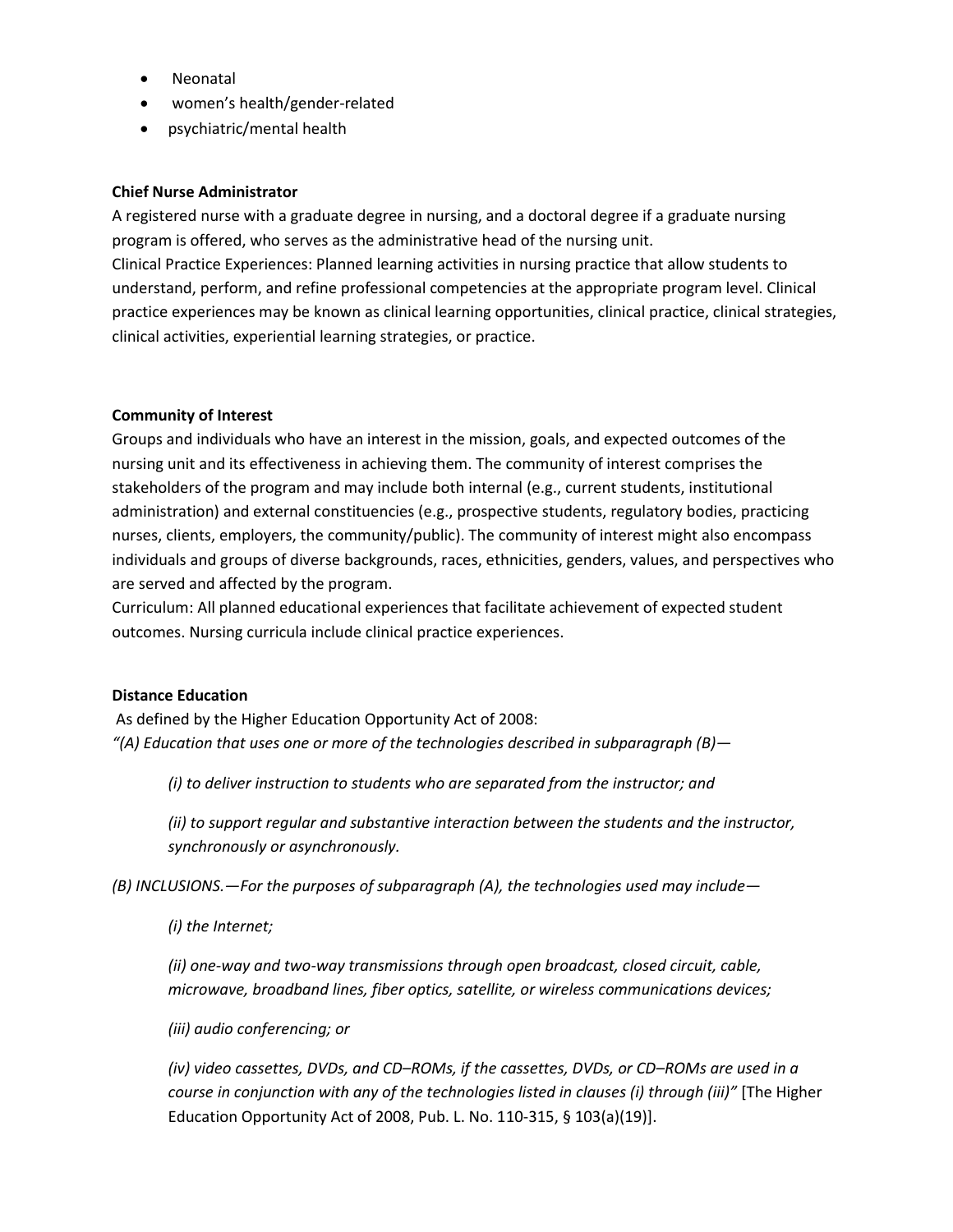- Neonatal
- women's health/gender-related
- psychiatric/mental health

**Chief Nurse Administrator**

A registered nurse with a graduate degree in nursing, and a doctoral degree if a graduate nursing program is offered, who serves as the administrative head of the nursing unit.

Clinical Practice Experiences: Planned learning activities in nursing practice that allow students to understand, perform, and refine professional competencies at the appropriate program level. Clinical practice experiences may be known as clinical learning opportunities, clinical practice, clinical strategies, clinical activities, experiential learning strategies, or practice.

**Community of Interest**

Groups and individuals who have an interest in the mission, goals, and expected outcomes of the nursing unit and its effectiveness in achieving them. The community of interest comprises the stakeholders of the program and may include both internal (e.g., current students, institutional administration) and external constituencies (e.g., prospective students, regulatory bodies, practicing nurses, clients, employers, the community/public). The community of interest might also encompass individuals and groups of diverse backgrounds, races, ethnicities, genders, values, and perspectives who are served and affected by the program.

Curriculum: All planned educational experiences that facilitate achievement of expected student outcomes. Nursing curricula include clinical practice experiences.

**Distance Education**

As defined by the Higher Education Opportunity Act of 2008:

*"(A) Education that uses one or more of the technologies described in subparagraph (B)—*

> *(i) to deliver instruction to students who are separated from the instructor; and*
>
> *(ii) to support regular and substantive interaction between the students and the instructor, synchronously or asynchronously.*

*(B) INCLUSIONS.—For the purposes of subparagraph (A), the technologies used may include—*

> *(i) the Internet;*
>
> *(ii) one-way and two-way transmissions through open broadcast, closed circuit, cable, microwave, broadband lines, fiber optics, satellite, or wireless communications devices;*
>
> *(iii) audio conferencing; or*
>
> *(iv) video cassettes, DVDs, and CD–ROMs, if the cassettes, DVDs, or CD–ROMs are used in a course in conjunction with any of the technologies listed in clauses (i) through (iii)"* [The Higher Education Opportunity Act of 2008, Pub. L. No. 110-315, § 103(a)(19)].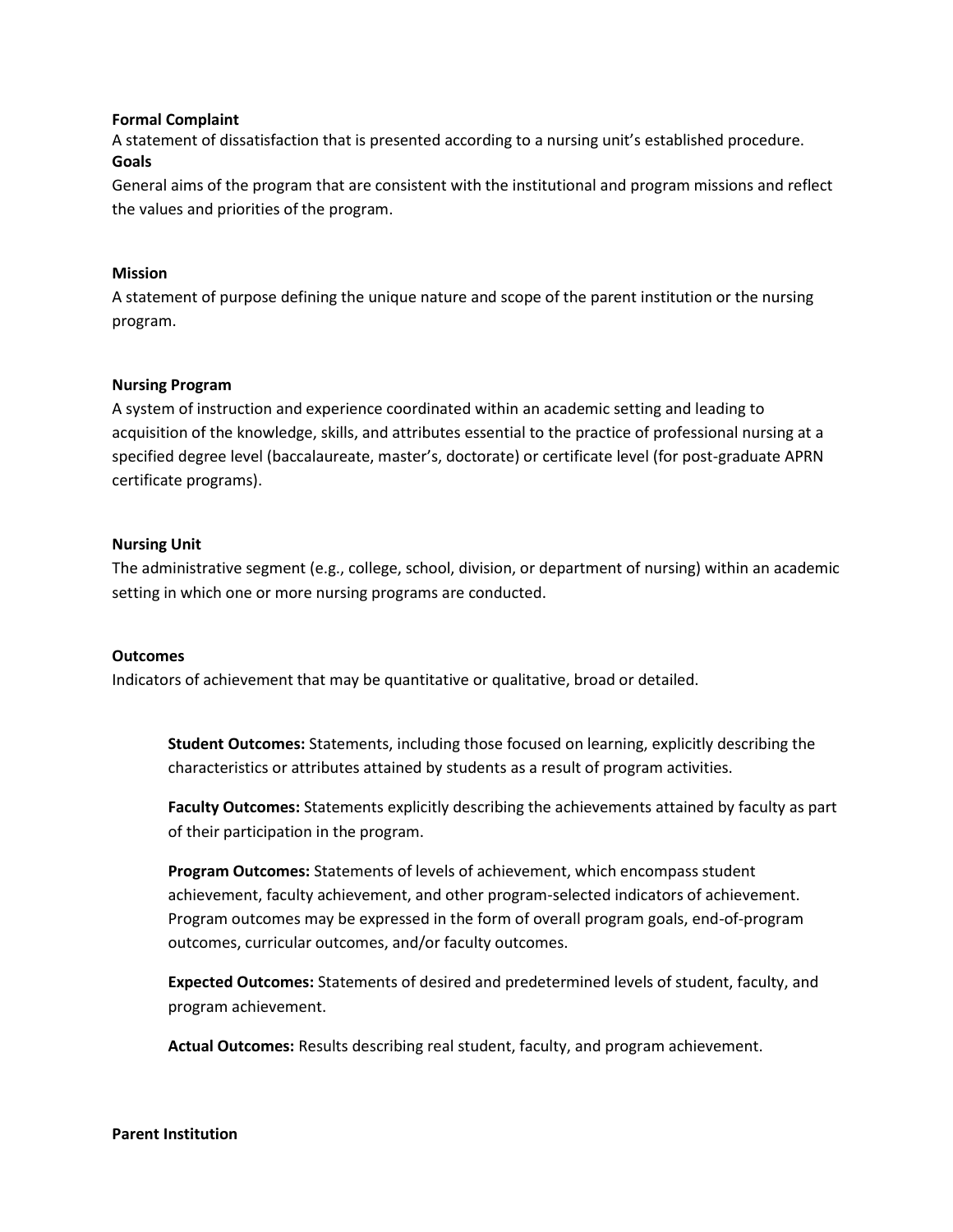**Formal Complaint**
A statement of dissatisfaction that is presented according to a nursing unit's established procedure.

**Goals**
General aims of the program that are consistent with the institutional and program missions and reflect the values and priorities of the program.

**Mission**
A statement of purpose defining the unique nature and scope of the parent institution or the nursing program.

**Nursing Program**
A system of instruction and experience coordinated within an academic setting and leading to acquisition of the knowledge, skills, and attributes essential to the practice of professional nursing at a specified degree level (baccalaureate, master's, doctorate) or certificate level (for post-graduate APRN certificate programs).

**Nursing Unit**
The administrative segment (e.g., college, school, division, or department of nursing) within an academic setting in which one or more nursing programs are conducted.

**Outcomes**
Indicators of achievement that may be quantitative or qualitative, broad or detailed.

> **Student Outcomes:** Statements, including those focused on learning, explicitly describing the characteristics or attributes attained by students as a result of program activities.
>
> **Faculty Outcomes:** Statements explicitly describing the achievements attained by faculty as part of their participation in the program.
>
> **Program Outcomes:** Statements of levels of achievement, which encompass student achievement, faculty achievement, and other program-selected indicators of achievement. Program outcomes may be expressed in the form of overall program goals, end-of-program outcomes, curricular outcomes, and/or faculty outcomes.
>
> **Expected Outcomes:** Statements of desired and predetermined levels of student, faculty, and program achievement.
>
> **Actual Outcomes:** Results describing real student, faculty, and program achievement.

**Parent Institution**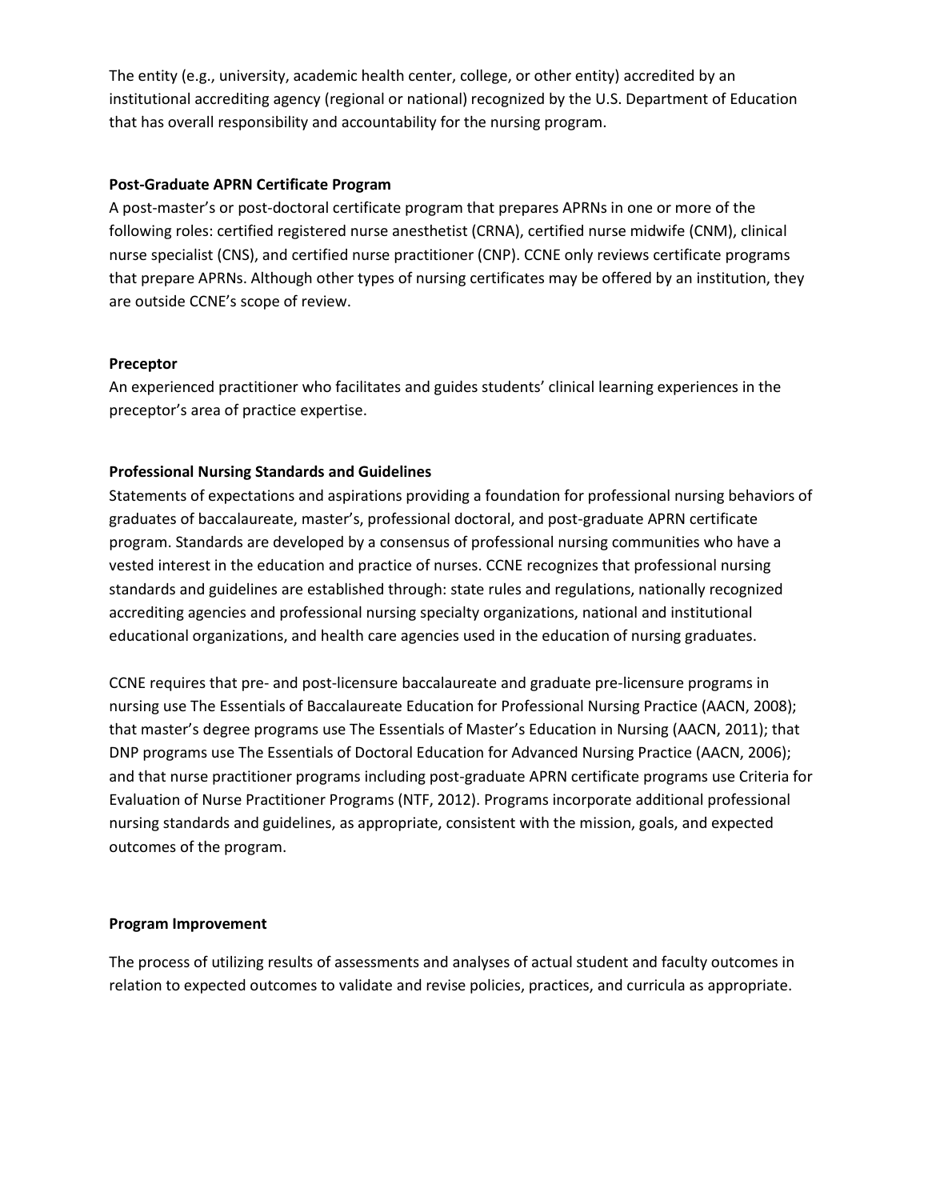The entity (e.g., university, academic health center, college, or other entity) accredited by an institutional accrediting agency (regional or national) recognized by the U.S. Department of Education that has overall responsibility and accountability for the nursing program.

**Post-Graduate APRN Certificate Program**

A post-master's or post-doctoral certificate program that prepares APRNs in one or more of the following roles: certified registered nurse anesthetist (CRNA), certified nurse midwife (CNM), clinical nurse specialist (CNS), and certified nurse practitioner (CNP). CCNE only reviews certificate programs that prepare APRNs. Although other types of nursing certificates may be offered by an institution, they are outside CCNE's scope of review.

**Preceptor**

An experienced practitioner who facilitates and guides students' clinical learning experiences in the preceptor's area of practice expertise.

**Professional Nursing Standards and Guidelines**

Statements of expectations and aspirations providing a foundation for professional nursing behaviors of graduates of baccalaureate, master's, professional doctoral, and post-graduate APRN certificate program. Standards are developed by a consensus of professional nursing communities who have a vested interest in the education and practice of nurses. CCNE recognizes that professional nursing standards and guidelines are established through: state rules and regulations, nationally recognized accrediting agencies and professional nursing specialty organizations, national and institutional educational organizations, and health care agencies used in the education of nursing graduates.

CCNE requires that pre- and post-licensure baccalaureate and graduate pre-licensure programs in nursing use The Essentials of Baccalaureate Education for Professional Nursing Practice (AACN, 2008); that master's degree programs use The Essentials of Master's Education in Nursing (AACN, 2011); that DNP programs use The Essentials of Doctoral Education for Advanced Nursing Practice (AACN, 2006); and that nurse practitioner programs including post-graduate APRN certificate programs use Criteria for Evaluation of Nurse Practitioner Programs (NTF, 2012). Programs incorporate additional professional nursing standards and guidelines, as appropriate, consistent with the mission, goals, and expected outcomes of the program.

**Program Improvement**

The process of utilizing results of assessments and analyses of actual student and faculty outcomes in relation to expected outcomes to validate and revise policies, practices, and curricula as appropriate.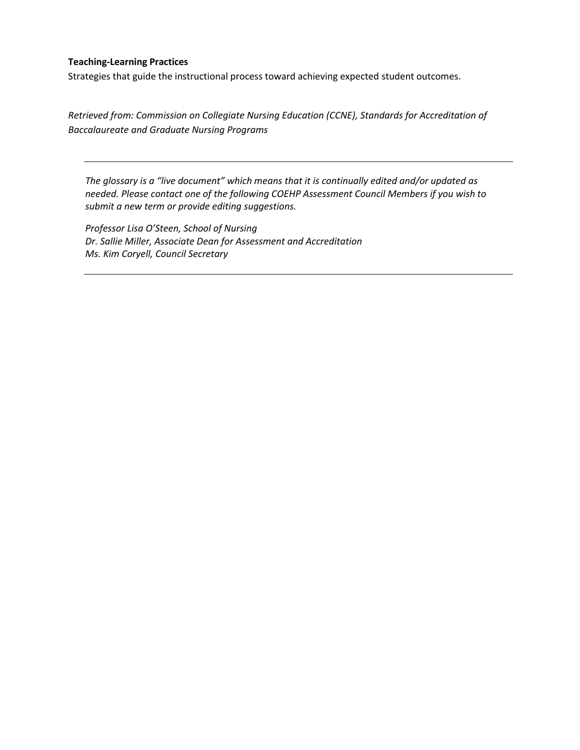**Teaching-Learning Practices**
Strategies that guide the instructional process toward achieving expected student outcomes.

*Retrieved from: Commission on Collegiate Nursing Education (CCNE), Standards for Accreditation of Baccalaureate and Graduate Nursing Programs*

---

*The glossary is a "live document" which means that it is continually edited and/or updated as needed. Please contact one of the following COEHP Assessment Council Members if you wish to submit a new term or provide editing suggestions.*

*Professor Lisa O'Steen, School of Nursing*
*Dr. Sallie Miller, Associate Dean for Assessment and Accreditation*
*Ms. Kim Coryell, Council Secretary*

---